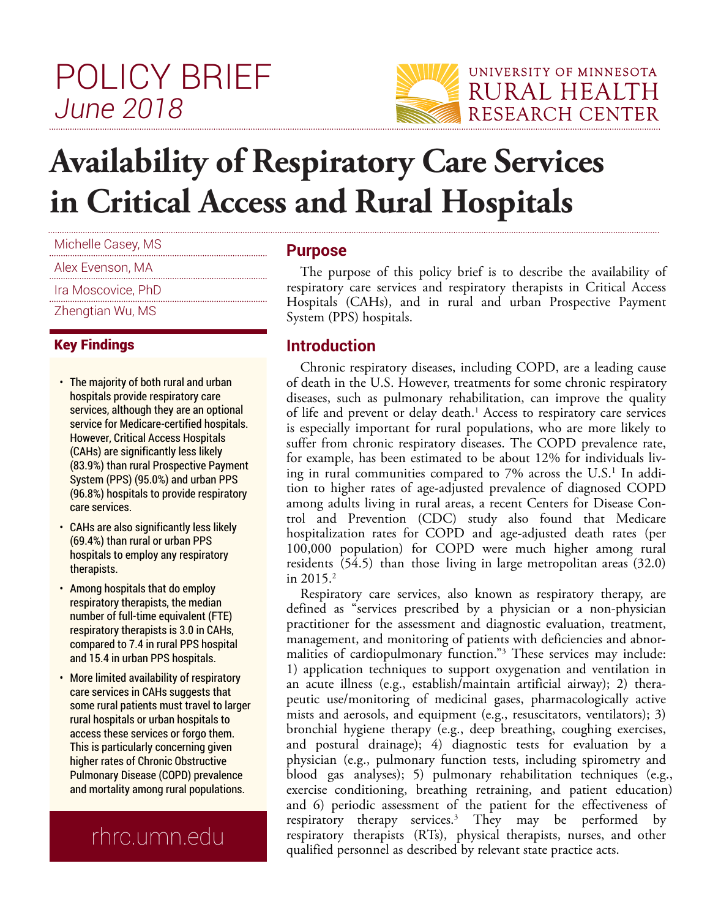POLICY BRIEF
*June 2018*

UNIVERSITY OF MINNESOTA
RURAL HEALTH
RESEARCH CENTER

# Availability of Respiratory Care Services in Critical Access and Rural Hospitals

Michelle Casey, MS

Alex Evenson, MA

Ira Moscovice, PhD

Zhengtian Wu, MS

## Key Findings

- The majority of both rural and urban hospitals provide respiratory care services, although they are an optional service for Medicare-certified hospitals. However, Critical Access Hospitals (CAHs) are significantly less likely (83.9%) than rural Prospective Payment System (PPS) (95.0%) and urban PPS (96.8%) hospitals to provide respiratory care services.
- CAHs are also significantly less likely (69.4%) than rural or urban PPS hospitals to employ any respiratory therapists.
- Among hospitals that do employ respiratory therapists, the median number of full-time equivalent (FTE) respiratory therapists is 3.0 in CAHs, compared to 7.4 in rural PPS hospital and 15.4 in urban PPS hospitals.
- More limited availability of respiratory care services in CAHs suggests that some rural patients must travel to larger rural hospitals or urban hospitals to access these services or forgo them. This is particularly concerning given higher rates of Chronic Obstructive Pulmonary Disease (COPD) prevalence and mortality among rural populations.

rhrc.umn.edu

## Purpose

The purpose of this policy brief is to describe the availability of respiratory care services and respiratory therapists in Critical Access Hospitals (CAHs), and in rural and urban Prospective Payment System (PPS) hospitals.

## Introduction

Chronic respiratory diseases, including COPD, are a leading cause of death in the U.S. However, treatments for some chronic respiratory diseases, such as pulmonary rehabilitation, can improve the quality of life and prevent or delay death.[1] Access to respiratory care services is especially important for rural populations, who are more likely to suffer from chronic respiratory diseases. The COPD prevalence rate, for example, has been estimated to be about 12% for individuals living in rural communities compared to 7% across the U.S.[1] In addition to higher rates of age-adjusted prevalence of diagnosed COPD among adults living in rural areas, a recent Centers for Disease Control and Prevention (CDC) study also found that Medicare hospitalization rates for COPD and age-adjusted death rates (per 100,000 population) for COPD were much higher among rural residents (54.5) than those living in large metropolitan areas (32.0) in 2015.[2]

Respiratory care services, also known as respiratory therapy, are defined as "services prescribed by a physician or a non-physician practitioner for the assessment and diagnostic evaluation, treatment, management, and monitoring of patients with deficiencies and abnormalities of cardiopulmonary function."[3] These services may include: 1) application techniques to support oxygenation and ventilation in an acute illness (e.g., establish/maintain artificial airway); 2) therapeutic use/monitoring of medicinal gases, pharmacologically active mists and aerosols, and equipment (e.g., resuscitators, ventilators); 3) bronchial hygiene therapy (e.g., deep breathing, coughing exercises, and postural drainage); 4) diagnostic tests for evaluation by a physician (e.g., pulmonary function tests, including spirometry and blood gas analyses); 5) pulmonary rehabilitation techniques (e.g., exercise conditioning, breathing retraining, and patient education) and 6) periodic assessment of the patient for the effectiveness of respiratory therapy services.[3] They may be performed by respiratory therapists (RTs), physical therapists, nurses, and other qualified personnel as described by relevant state practice acts.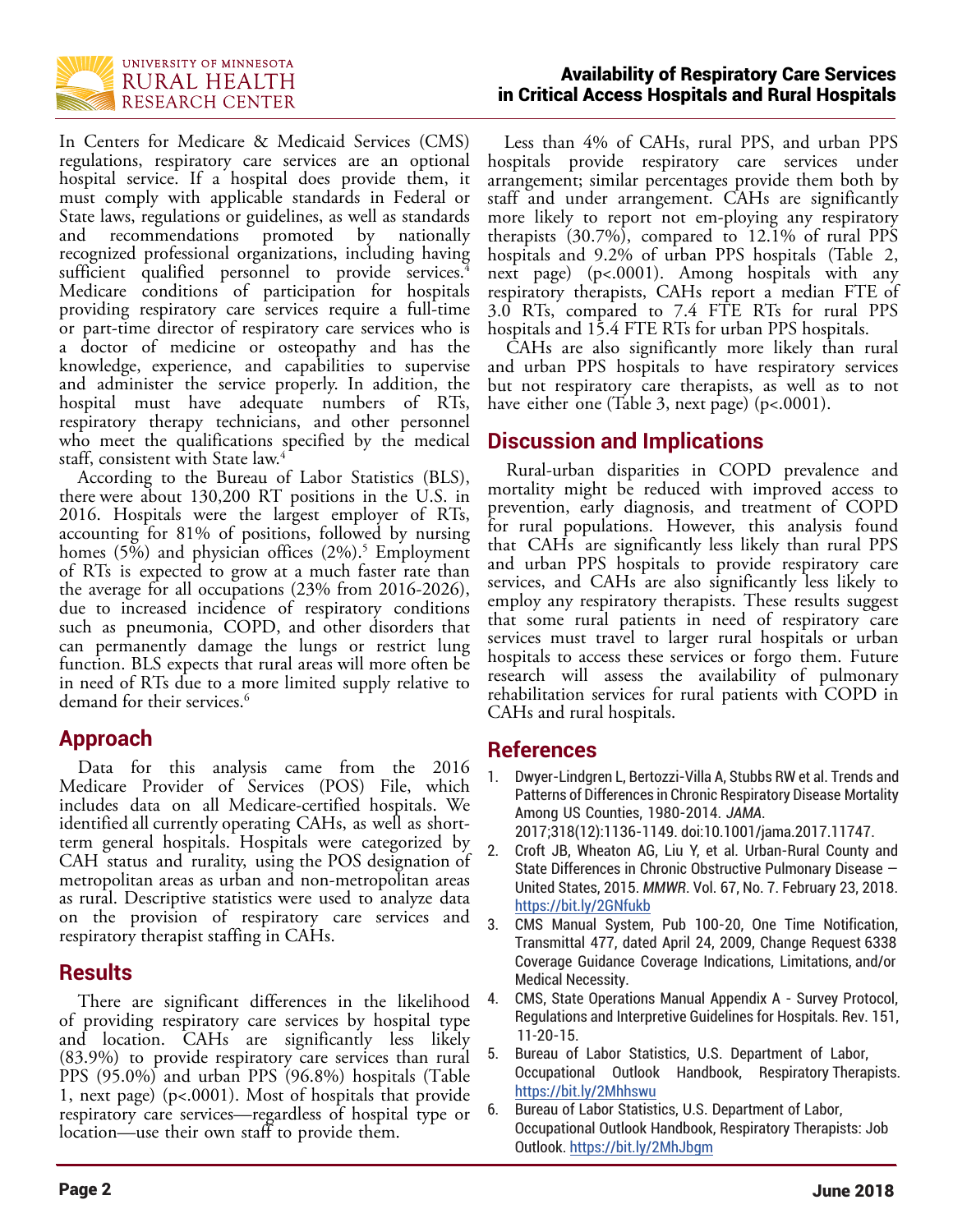In Centers for Medicare & Medicaid Services (CMS) regulations, respiratory care services are an optional hospital service. If a hospital does provide them, it must comply with applicable standards in Federal or State laws, regulations or guidelines, as well as standards and recommendations promoted by nationally recognized professional organizations, including having sufficient qualified personnel to provide services.[4] Medicare conditions of participation for hospitals providing respiratory care services require a full-time or part-time director of respiratory care services who is a doctor of medicine or osteopathy and has the knowledge, experience, and capabilities to supervise and administer the service properly. In addition, the hospital must have adequate numbers of RTs, respiratory therapy technicians, and other personnel who meet the qualifications specified by the medical staff, consistent with State law.[4]

According to the Bureau of Labor Statistics (BLS), there were about 130,200 RT positions in the U.S. in 2016. Hospitals were the largest employer of RTs, accounting for 81% of positions, followed by nursing homes (5%) and physician offices (2%).[5] Employment of RTs is expected to grow at a much faster rate than the average for all occupations (23% from 2016-2026), due to increased incidence of respiratory conditions such as pneumonia, COPD, and other disorders that can permanently damage the lungs or restrict lung function. BLS expects that rural areas will more often be in need of RTs due to a more limited supply relative to demand for their services.[6]

## Approach

Data for this analysis came from the 2016 Medicare Provider of Services (POS) File, which includes data on all Medicare-certified hospitals. We identified all currently operating CAHs, as well as short-term general hospitals. Hospitals were categorized by CAH status and rurality, using the POS designation of metropolitan areas as urban and non-metropolitan areas as rural. Descriptive statistics were used to analyze data on the provision of respiratory care services and respiratory therapist staffing in CAHs.

## Results

There are significant differences in the likelihood of providing respiratory care services by hospital type and location. CAHs are significantly less likely (83.9%) to provide respiratory care services than rural PPS (95.0%) and urban PPS (96.8%) hospitals (Table 1, next page) ($p<.0001$). Most of hospitals that provide respiratory care services—regardless of hospital type or location—use their own staff to provide them.

Less than 4% of CAHs, rural PPS, and urban PPS hospitals provide respiratory care services under arrangement; similar percentages provide them both by staff and under arrangement. CAHs are significantly more likely to report not em-ploying any respiratory therapists (30.7%), compared to 12.1% of rural PPS hospitals and 9.2% of urban PPS hospitals (Table 2, next page) ($p<.0001$). Among hospitals with any respiratory therapists, CAHs report a median FTE of 3.0 RTs, compared to 7.4 FTE RTs for rural PPS hospitals and 15.4 FTE RTs for urban PPS hospitals.

CAHs are also significantly more likely than rural and urban PPS hospitals to have respiratory services but not respiratory care therapists, as well as to not have either one (Table 3, next page) ($p<.0001$).

## Discussion and Implications

Rural-urban disparities in COPD prevalence and mortality might be reduced with improved access to prevention, early diagnosis, and treatment of COPD for rural populations. However, this analysis found that CAHs are significantly less likely than rural PPS and urban PPS hospitals to provide respiratory care services, and CAHs are also significantly less likely to employ any respiratory therapists. These results suggest that some rural patients in need of respiratory care services must travel to larger rural hospitals or urban hospitals to access these services or forgo them. Future research will assess the availability of pulmonary rehabilitation services for rural patients with COPD in CAHs and rural hospitals.

## References

1. Dwyer-Lindgren L, Bertozzi-Villa A, Stubbs RW et al. Trends and Patterns of Differences in Chronic Respiratory Disease Mortality Among US Counties, 1980-2014. *JAMA*. 2017;318(12):1136-1149. doi:10.1001/jama.2017.11747.
2. Croft JB, Wheaton AG, Liu Y, et al. Urban-Rural County and State Differences in Chronic Obstructive Pulmonary Disease — United States, 2015. *MMWR*. Vol. 67, No. 7. February 23, 2018. https://bit.ly/2GNfukb
3. CMS Manual System, Pub 100-20, One Time Notification, Transmittal 477, dated April 24, 2009, Change Request 6338 Coverage Guidance Coverage Indications, Limitations, and/or Medical Necessity.
4. CMS, State Operations Manual Appendix A - Survey Protocol, Regulations and Interpretive Guidelines for Hospitals. Rev. 151, 11-20-15.
5. Bureau of Labor Statistics, U.S. Department of Labor, Occupational Outlook Handbook, Respiratory Therapists. https://bit.ly/2Mhhswu
6. Bureau of Labor Statistics, U.S. Department of Labor, Occupational Outlook Handbook, Respiratory Therapists: Job Outlook. https://bit.ly/2MhJbgm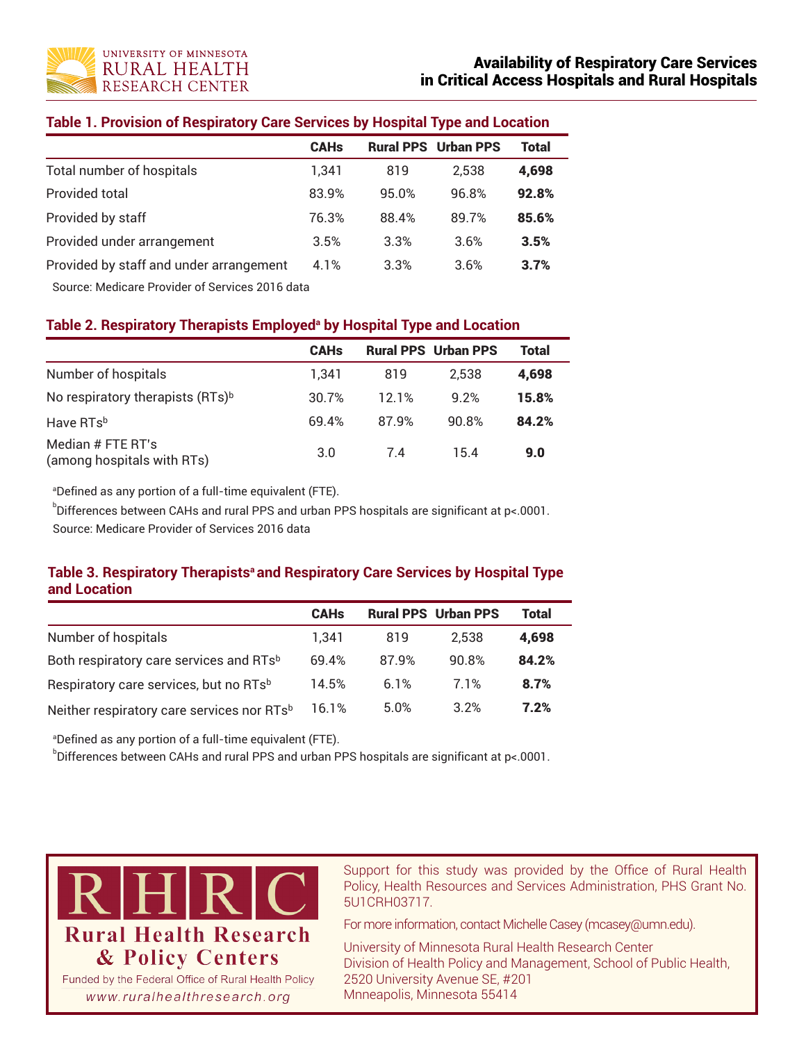## Table 1. Provision of Respiratory Care Services by Hospital Type and Location

| | CAHs | Rural PPS | Urban PPS | Total |
|---|---|---|---|---|
| Total number of hospitals | 1,341 | 819 | 2,538 | **4,698** |
| Provided total | 83.9% | 95.0% | 96.8% | **92.8%** |
| Provided by staff | 76.3% | 88.4% | 89.7% | **85.6%** |
| Provided under arrangement | 3.5% | 3.3% | 3.6% | **3.5%** |
| Provided by staff and under arrangement | 4.1% | 3.3% | 3.6% | **3.7%** |

Source: Medicare Provider of Services 2016 data

## Table 2. Respiratory Therapists Employed[a] by Hospital Type and Location

| | CAHs | Rural PPS | Urban PPS | Total |
|---|---|---|---|---|
| Number of hospitals | 1,341 | 819 | 2,538 | **4,698** |
| No respiratory therapists (RTs)[b] | 30.7% | 12.1% | 9.2% | **15.8%** |
| Have RTs[b] | 69.4% | 87.9% | 90.8% | **84.2%** |
| Median # FTE RT's (among hospitals with RTs) | 3.0 | 7.4 | 15.4 | **9.0** |

[a]Defined as any portion of a full-time equivalent (FTE).

[b]Differences between CAHs and rural PPS and urban PPS hospitals are significant at p<.0001.

Source: Medicare Provider of Services 2016 data

## Table 3. Respiratory Therapists[a] and Respiratory Care Services by Hospital Type and Location

| | CAHs | Rural PPS | Urban PPS | Total |
|---|---|---|---|---|
| Number of hospitals | 1,341 | 819 | 2,538 | **4,698** |
| Both respiratory care services and RTs[b] | 69.4% | 87.9% | 90.8% | **84.2%** |
| Respiratory care services, but no RTs[b] | 14.5% | 6.1% | 7.1% | **8.7%** |
| Neither respiratory care services nor RTs[b] | 16.1% | 5.0% | 3.2% | **7.2%** |

[a]Defined as any portion of a full-time equivalent (FTE).

[b]Differences between CAHs and rural PPS and urban PPS hospitals are significant at p<.0001.

RHRC

Rural Health Research & Policy Centers

Funded by the Federal Office of Rural Health Policy

www.ruralhealthresearch.org

Support for this study was provided by the Office of Rural Health Policy, Health Resources and Services Administration, PHS Grant No. 5U1CRH03717.

For more information, contact Michelle Casey (mcasey@umn.edu).

University of Minnesota Rural Health Research Center
Division of Health Policy and Management, School of Public Health,
2520 University Avenue SE, #201
Mnneapolis, Minnesota 55414